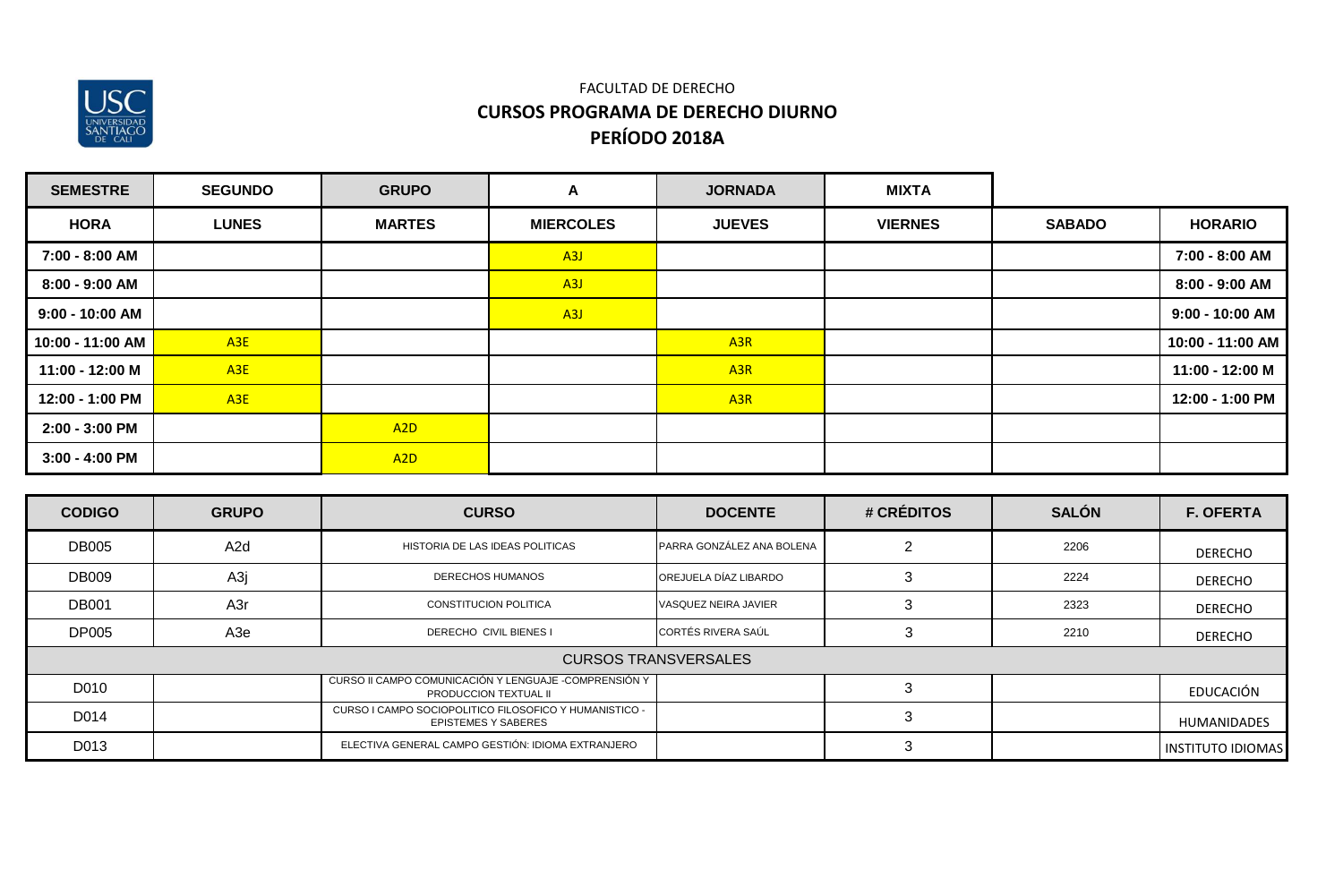FACULTAD DE DERECHO

# CURSOS PROGRAMA DE DERECHO DIURNO

## PERÍODO 2018A

| SEMESTRE | SEGUNDO | GRUPO | A | JORNADA | MIXTA | | |
|---|---|---|---|---|---|---|---|
| **HORA** | **LUNES** | **MARTES** | **MIERCOLES** | **JUEVES** | **VIERNES** | **SABADO** | **HORARIO** |
| 7:00 - 8:00 AM | | | A3J | | | | 7:00 - 8:00 AM |
| 8:00 - 9:00 AM | | | A3J | | | | 8:00 - 9:00 AM |
| 9:00 - 10:00 AM | | | A3J | | | | 9:00 - 10:00 AM |
| 10:00 - 11:00 AM | A3E | | | A3R | | | 10:00 - 11:00 AM |
| 11:00 - 12:00 M | A3E | | | A3R | | | 11:00 - 12:00 M |
| 12:00 - 1:00 PM | A3E | | | A3R | | | 12:00 - 1:00 PM |
| 2:00 - 3:00 PM | | A2D | | | | | |
| 3:00 - 4:00 PM | | A2D | | | | | |

| CODIGO | GRUPO | CURSO | DOCENTE | # CRÉDITOS | SALÓN | F. OFERTA |
|---|---|---|---|---|---|---|
| DB005 | A2d | HISTORIA DE LAS IDEAS POLITICAS | PARRA GONZÁLEZ ANA BOLENA | 2 | 2206 | DERECHO |
| DB009 | A3j | DERECHOS HUMANOS | OREJUELA DÍAZ LIBARDO | 3 | 2224 | DERECHO |
| DB001 | A3r | CONSTITUCION POLITICA | VASQUEZ NEIRA JAVIER | 3 | 2323 | DERECHO |
| DP005 | A3e | DERECHO CIVIL BIENES I | CORTÉS RIVERA SAÚL | 3 | 2210 | DERECHO |
| CURSOS TRANSVERSALES | | | | | | |
| D010 | | CURSO II CAMPO COMUNICACIÓN Y LENGUAJE -COMPRENSIÓN Y PRODUCCION TEXTUAL II | | 3 | | EDUCACIÓN |
| D014 | | CURSO I CAMPO SOCIOPOLITICO FILOSOFICO Y HUMANISTICO - EPISTEMES Y SABERES | | 3 | | HUMANIDADES |
| D013 | | ELECTIVA GENERAL CAMPO GESTIÓN: IDIOMA EXTRANJERO | | 3 | | INSTITUTO IDIOMAS |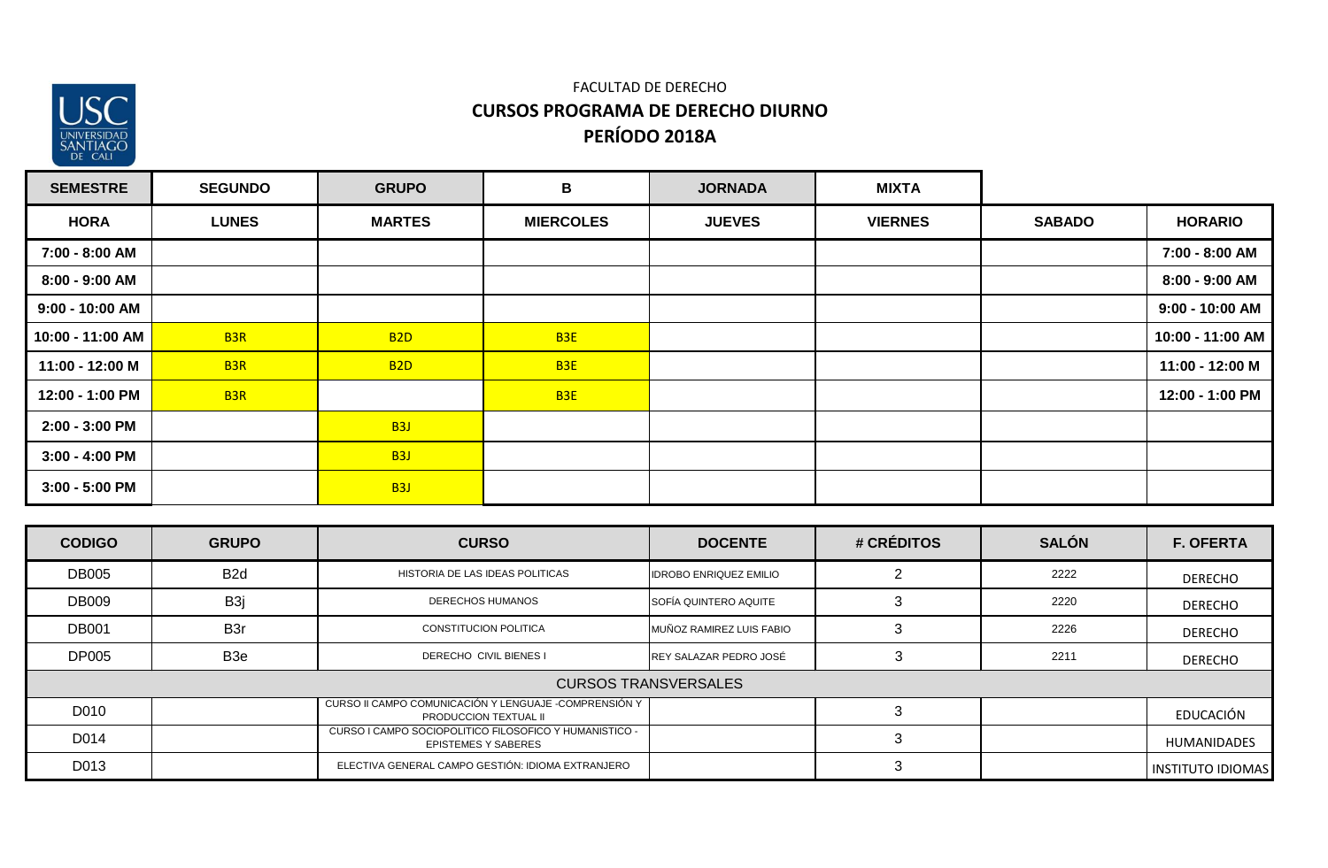FACULTAD DE DERECHO

**CURSOS PROGRAMA DE DERECHO DIURNO**

**PERÍODO 2018A**

| SEMESTRE | SEGUNDO | GRUPO | B | JORNADA | MIXTA | | |
|---|---|---|---|---|---|---|---|
| **HORA** | **LUNES** | **MARTES** | **MIERCOLES** | **JUEVES** | **VIERNES** | **SABADO** | **HORARIO** |
| 7:00 - 8:00 AM | | | | | | | 7:00 - 8:00 AM |
| 8:00 - 9:00 AM | | | | | | | 8:00 - 9:00 AM |
| 9:00 - 10:00 AM | | | | | | | 9:00 - 10:00 AM |
| 10:00 - 11:00 AM | B3R | B2D | B3E | | | | 10:00 - 11:00 AM |
| 11:00 - 12:00 M | B3R | B2D | B3E | | | | 11:00 - 12:00 M |
| 12:00 - 1:00 PM | B3R | | B3E | | | | 12:00 - 1:00 PM |
| 2:00 - 3:00 PM | | B3J | | | | | |
| 3:00 - 4:00 PM | | B3J | | | | | |
| 3:00 - 5:00 PM | | B3J | | | | | |

| CODIGO | GRUPO | CURSO | DOCENTE | # CRÉDITOS | SALÓN | F. OFERTA |
|---|---|---|---|---|---|---|
| DB005 | B2d | HISTORIA DE LAS IDEAS POLITICAS | IDROBO ENRIQUEZ EMILIO | 2 | 2222 | DERECHO |
| DB009 | B3j | DERECHOS HUMANOS | SOFÍA QUINTERO AQUITE | 3 | 2220 | DERECHO |
| DB001 | B3r | CONSTITUCION POLITICA | MUÑOZ RAMIREZ LUIS FABIO | 3 | 2226 | DERECHO |
| DP005 | B3e | DERECHO CIVIL BIENES I | REY SALAZAR PEDRO JOSÉ | 3 | 2211 | DERECHO |
| CURSOS TRANSVERSALES | | | | | | |
| D010 | | CURSO II CAMPO COMUNICACIÓN Y LENGUAJE -COMPRENSIÓN Y PRODUCCION TEXTUAL II | | 3 | | EDUCACIÓN |
| D014 | | CURSO I CAMPO SOCIOPOLITICO FILOSOFICO Y HUMANISTICO - EPISTEMES Y SABERES | | 3 | | HUMANIDADES |
| D013 | | ELECTIVA GENERAL CAMPO GESTIÓN: IDIOMA EXTRANJERO | | 3 | | INSTITUTO IDIOMAS |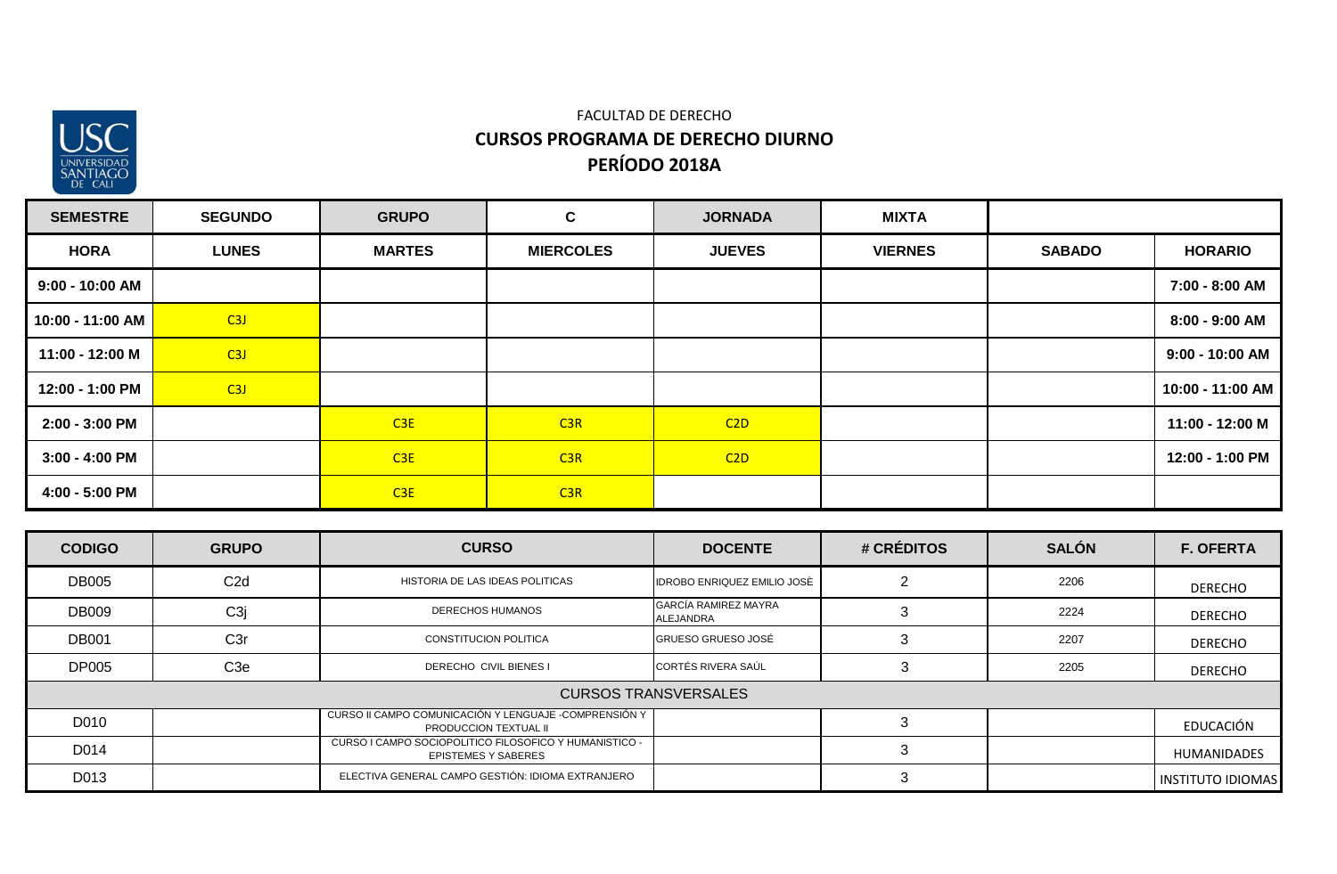FACULTAD DE DERECHO

**CURSOS PROGRAMA DE DERECHO DIURNO**

**PERÍODO 2018A**

| SEMESTRE | SEGUNDO | GRUPO | C | JORNADA | MIXTA | | |
|---|---|---|---|---|---|---|---|
| **HORA** | **LUNES** | **MARTES** | **MIERCOLES** | **JUEVES** | **VIERNES** | **SABADO** | **HORARIO** |
| 9:00 - 10:00 AM | | | | | | | 7:00 - 8:00 AM |
| 10:00 - 11:00 AM | C3J | | | | | | 8:00 - 9:00 AM |
| 11:00 - 12:00 M | C3J | | | | | | 9:00 - 10:00 AM |
| 12:00 - 1:00 PM | C3J | | | | | | 10:00 - 11:00 AM |
| 2:00 - 3:00 PM | | C3E | C3R | C2D | | | 11:00 - 12:00 M |
| 3:00 - 4:00 PM | | C3E | C3R | C2D | | | 12:00 - 1:00 PM |
| 4:00 - 5:00 PM | | C3E | C3R | | | | |

| CODIGO | GRUPO | CURSO | DOCENTE | # CRÉDITOS | SALÓN | F. OFERTA |
|---|---|---|---|---|---|---|
| DB005 | C2d | HISTORIA DE LAS IDEAS POLITICAS | IDROBO ENRIQUEZ EMILIO JOSÉ | 2 | 2206 | DERECHO |
| DB009 | C3j | DERECHOS HUMANOS | GARCÍA RAMIREZ MAYRA ALEJANDRA | 3 | 2224 | DERECHO |
| DB001 | C3r | CONSTITUCION POLITICA | GRUESO GRUESO JOSÉ | 3 | 2207 | DERECHO |
| DP005 | C3e | DERECHO CIVIL BIENES I | CORTÉS RIVERA SAÚL | 3 | 2205 | DERECHO |
| CURSOS TRANSVERSALES | | | | | | |
| D010 | | CURSO II CAMPO COMUNICACIÓN Y LENGUAJE -COMPRENSIÓN Y PRODUCCION TEXTUAL II | | 3 | | EDUCACIÓN |
| D014 | | CURSO I CAMPO SOCIOPOLITICO FILOSOFICO Y HUMANISTICO - EPISTEMES Y SABERES | | 3 | | HUMANIDADES |
| D013 | | ELECTIVA GENERAL CAMPO GESTIÓN: IDIOMA EXTRANJERO | | 3 | | INSTITUTO IDIOMAS |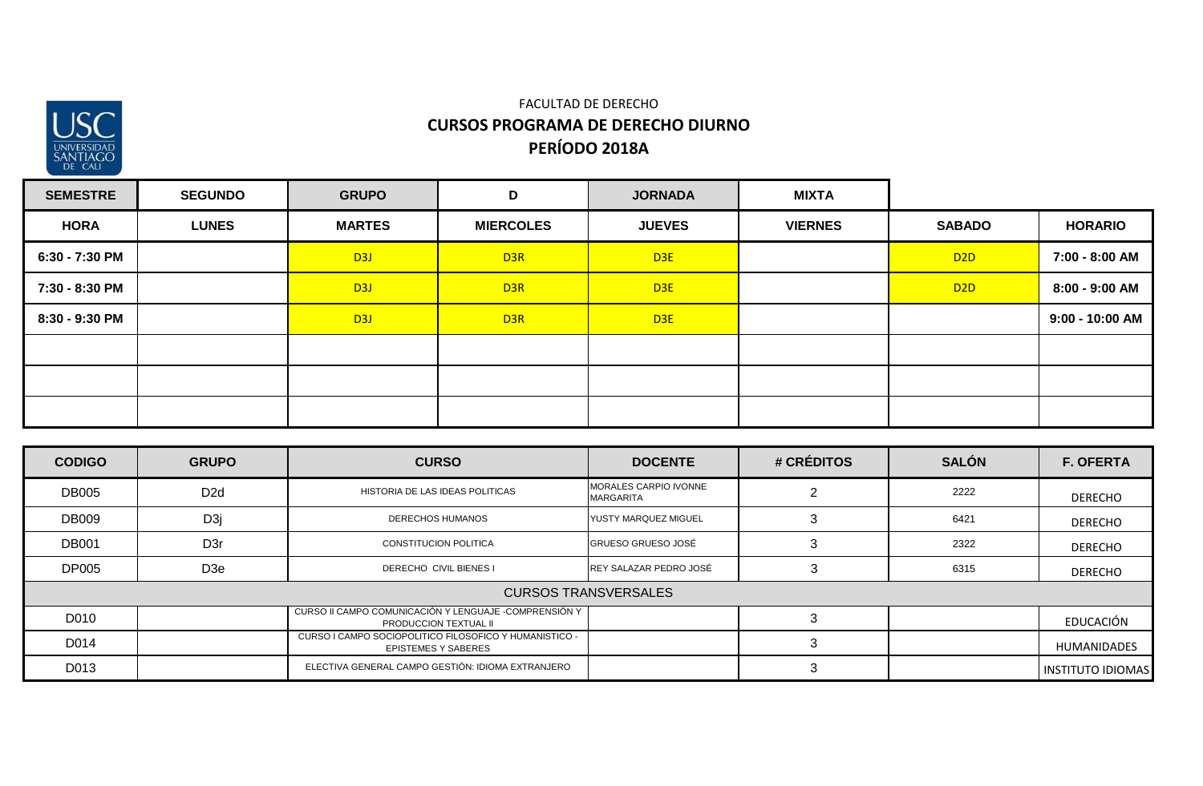FACULTAD DE DERECHO

**CURSOS PROGRAMA DE DERECHO DIURNO**

**PERÍODO 2018A**

| SEMESTRE | SEGUNDO | GRUPO | D | JORNADA | MIXTA | | |
|---|---|---|---|---|---|---|---|
| **HORA** | **LUNES** | **MARTES** | **MIERCOLES** | **JUEVES** | **VIERNES** | **SABADO** | **HORARIO** |
| 6:30 - 7:30 PM | | D3J | D3R | D3E | | D2D | 7:00 - 8:00 AM |
| 7:30 - 8:30 PM | | D3J | D3R | D3E | | D2D | 8:00 - 9:00 AM |
| 8:30 - 9:30 PM | | D3J | D3R | D3E | | | 9:00 - 10:00 AM |
| | | | | | | | |
| | | | | | | | |
| | | | | | | | |

| CODIGO | GRUPO | CURSO | DOCENTE | # CRÉDITOS | SALÓN | F. OFERTA |
|---|---|---|---|---|---|---|
| DB005 | D2d | HISTORIA DE LAS IDEAS POLITICAS | MORALES CARPIO IVONNE MARGARITA | 2 | 2222 | DERECHO |
| DB009 | D3j | DERECHOS HUMANOS | YUSTY MARQUEZ MIGUEL | 3 | 6421 | DERECHO |
| DB001 | D3r | CONSTITUCION POLITICA | GRUESO GRUESO JOSÉ | 3 | 2322 | DERECHO |
| DP005 | D3e | DERECHO CIVIL BIENES I | REY SALAZAR PEDRO JOSÉ | 3 | 6315 | DERECHO |
| CURSOS TRANSVERSALES | | | | | | |
| D010 | | CURSO II CAMPO COMUNICACIÓN Y LENGUAJE -COMPRENSIÓN Y PRODUCCION TEXTUAL II | | 3 | | EDUCACIÓN |
| D014 | | CURSO I CAMPO SOCIOPOLITICO FILOSOFICO Y HUMANISTICO - EPISTEMES Y SABERES | | 3 | | HUMANIDADES |
| D013 | | ELECTIVA GENERAL CAMPO GESTIÓN: IDIOMA EXTRANJERO | | 3 | | INSTITUTO IDIOMAS |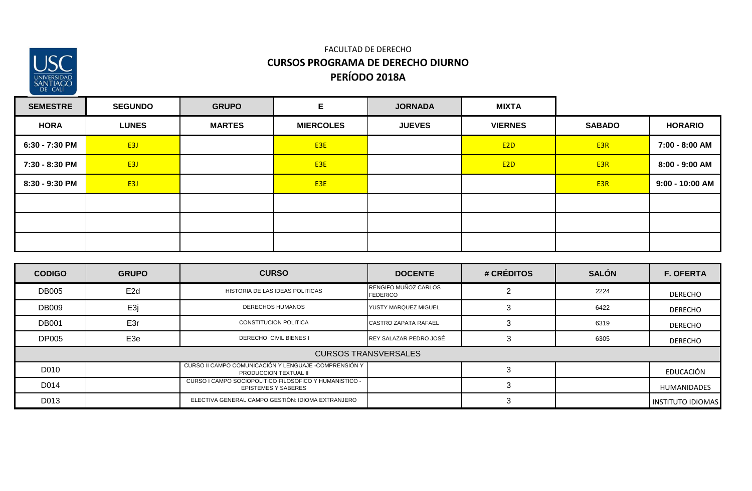FACULTAD DE DERECHO

## CURSOS PROGRAMA DE DERECHO DIURNO

## PERÍODO 2018A

| SEMESTRE | SEGUNDO | GRUPO | E | JORNADA | MIXTA | | |
|---|---|---|---|---|---|---|---|
| **HORA** | **LUNES** | **MARTES** | **MIERCOLES** | **JUEVES** | **VIERNES** | **SABADO** | **HORARIO** |
| **6:30 - 7:30 PM** | E3J | | E3E | | E2D | E3R | **7:00 - 8:00 AM** |
| **7:30 - 8:30 PM** | E3J | | E3E | | E2D | E3R | **8:00 - 9:00 AM** |
| **8:30 - 9:30 PM** | E3J | | E3E | | | E3R | **9:00 - 10:00 AM** |
| | | | | | | | |
| | | | | | | | |
| | | | | | | | |

| CODIGO | GRUPO | CURSO | DOCENTE | # CRÉDITOS | SALÓN | F. OFERTA |
|---|---|---|---|---|---|---|
| DB005 | E2d | HISTORIA DE LAS IDEAS POLITICAS | RENGIFO MUÑOZ CARLOS FEDERICO | 2 | 2224 | DERECHO |
| DB009 | E3j | DERECHOS HUMANOS | YUSTY MARQUEZ MIGUEL | 3 | 6422 | DERECHO |
| DB001 | E3r | CONSTITUCION POLITICA | CASTRO ZAPATA RAFAEL | 3 | 6319 | DERECHO |
| DP005 | E3e | DERECHO CIVIL BIENES I | REY SALAZAR PEDRO JOSÉ | 3 | 6305 | DERECHO |
| CURSOS TRANSVERSALES | | | | | | |
| D010 | | CURSO II CAMPO COMUNICACIÓN Y LENGUAJE -COMPRENSIÓN Y PRODUCCION TEXTUAL II | | 3 | | EDUCACIÓN |
| D014 | | CURSO I CAMPO SOCIOPOLITICO FILOSOFICO Y HUMANISTICO - EPISTEMES Y SABERES | | 3 | | HUMANIDADES |
| D013 | | ELECTIVA GENERAL CAMPO GESTIÓN: IDIOMA EXTRANJERO | | 3 | | INSTITUTO IDIOMAS |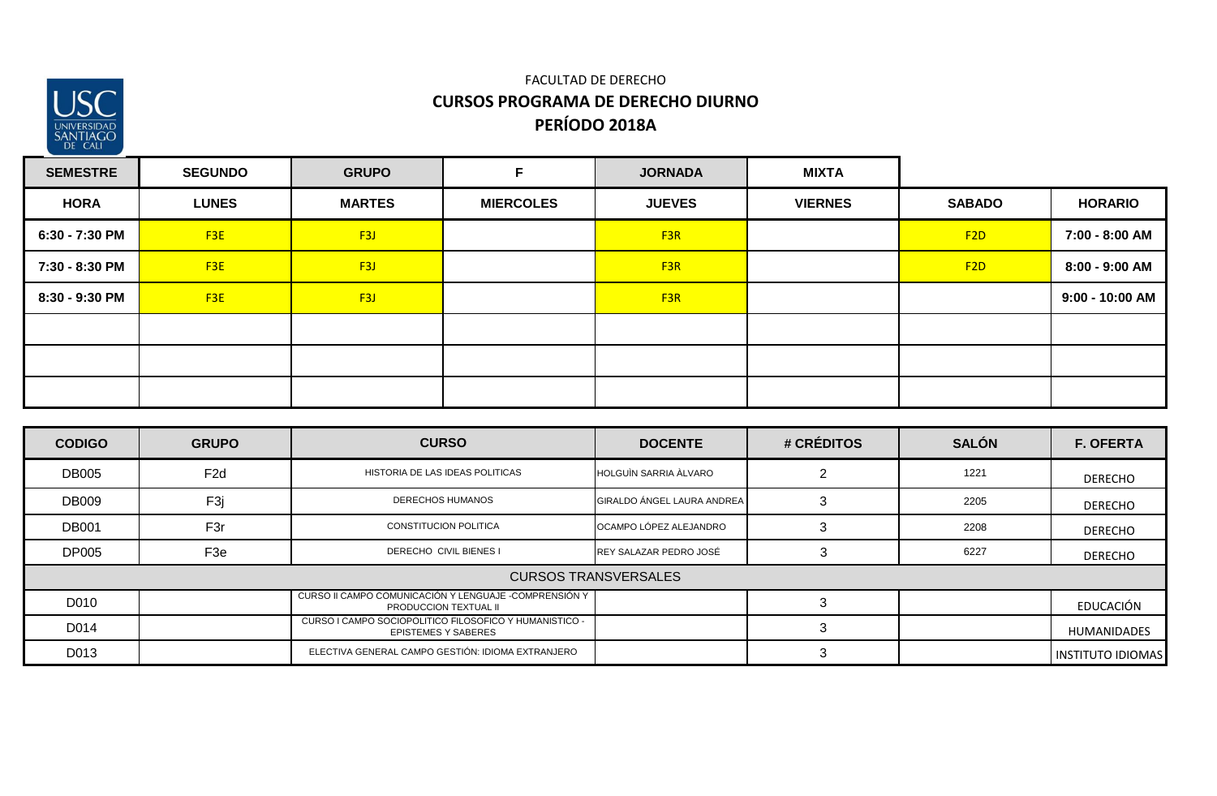FACULTAD DE DERECHO

## CURSOS PROGRAMA DE DERECHO DIURNO

## PERÍODO 2018A

| SEMESTRE | SEGUNDO | GRUPO | F | JORNADA | MIXTA | | |
|---|---|---|---|---|---|---|---|
| **HORA** | **LUNES** | **MARTES** | **MIERCOLES** | **JUEVES** | **VIERNES** | **SABADO** | **HORARIO** |
| 6:30 - 7:30 PM | F3E | F3J | | F3R | | F2D | 7:00 - 8:00 AM |
| 7:30 - 8:30 PM | F3E | F3J | | F3R | | F2D | 8:00 - 9:00 AM |
| 8:30 - 9:30 PM | F3E | F3J | | F3R | | | 9:00 - 10:00 AM |
| | | | | | | | |
| | | | | | | | |
| | | | | | | | |

| CODIGO | GRUPO | CURSO | DOCENTE | # CRÉDITOS | SALÓN | F. OFERTA |
|---|---|---|---|---|---|---|
| DB005 | F2d | HISTORIA DE LAS IDEAS POLITICAS | HOLGUÍN SARRIA ÀLVARO | 2 | 1221 | DERECHO |
| DB009 | F3j | DERECHOS HUMANOS | GIRALDO ÁNGEL LAURA ANDREA | 3 | 2205 | DERECHO |
| DB001 | F3r | CONSTITUCION POLITICA | OCAMPO LÓPEZ ALEJANDRO | 3 | 2208 | DERECHO |
| DP005 | F3e | DERECHO CIVIL BIENES I | REY SALAZAR PEDRO JOSÉ | 3 | 6227 | DERECHO |
| CURSOS TRANSVERSALES | | | | | | |
| D010 | | CURSO II CAMPO COMUNICACIÓN Y LENGUAJE -COMPRENSIÓN Y PRODUCCION TEXTUAL II | | 3 | | EDUCACIÓN |
| D014 | | CURSO I CAMPO SOCIOPOLITICO FILOSOFICO Y HUMANISTICO - EPISTEMES Y SABERES | | 3 | | HUMANIDADES |
| D013 | | ELECTIVA GENERAL CAMPO GESTIÓN: IDIOMA EXTRANJERO | | 3 | | INSTITUTO IDIOMAS |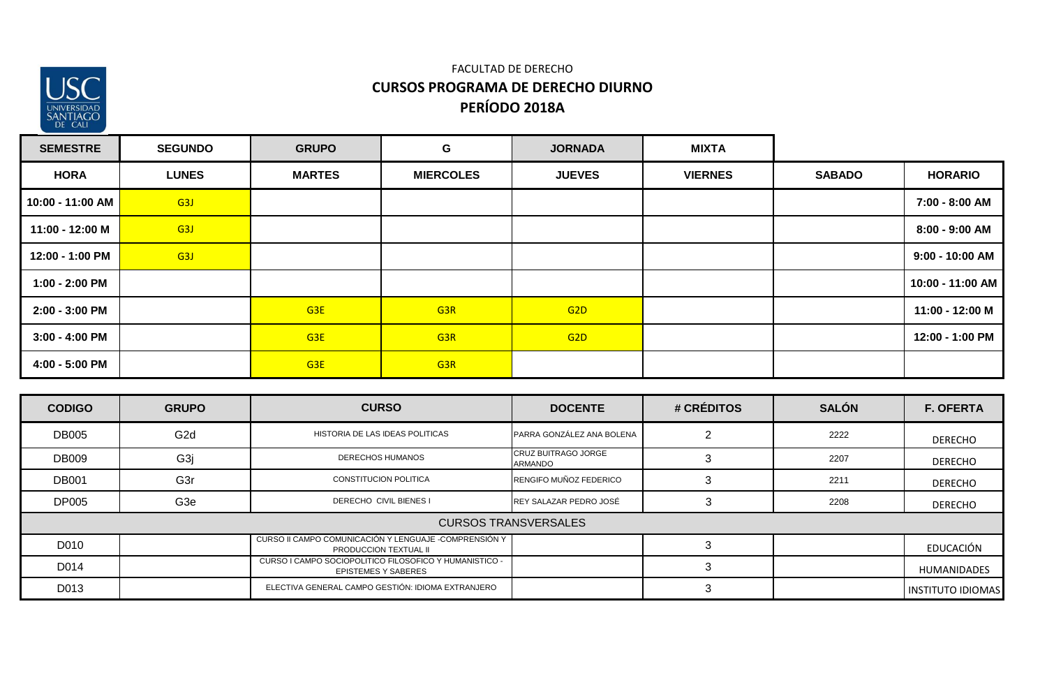FACULTAD DE DERECHO

**CURSOS PROGRAMA DE DERECHO DIURNO**

**PERÍODO 2018A**

| SEMESTRE | SEGUNDO | GRUPO | G | JORNADA | MIXTA | | |
|---|---|---|---|---|---|---|---|
| **HORA** | **LUNES** | **MARTES** | **MIERCOLES** | **JUEVES** | **VIERNES** | **SABADO** | **HORARIO** |
| 10:00 - 11:00 AM | G3J | | | | | | 7:00 - 8:00 AM |
| 11:00 - 12:00 M | G3J | | | | | | 8:00 - 9:00 AM |
| 12:00 - 1:00 PM | G3J | | | | | | 9:00 - 10:00 AM |
| 1:00 - 2:00 PM | | | | | | | 10:00 - 11:00 AM |
| 2:00 - 3:00 PM | | G3E | G3R | G2D | | | 11:00 - 12:00 M |
| 3:00 - 4:00 PM | | G3E | G3R | G2D | | | 12:00 - 1:00 PM |
| 4:00 - 5:00 PM | | G3E | G3R | | | | |

| CODIGO | GRUPO | CURSO | DOCENTE | # CRÉDITOS | SALÓN | F. OFERTA |
|---|---|---|---|---|---|---|
| DB005 | G2d | HISTORIA DE LAS IDEAS POLITICAS | PARRA GONZÁLEZ ANA BOLENA | 2 | 2222 | DERECHO |
| DB009 | G3j | DERECHOS HUMANOS | CRUZ BUITRAGO JORGE ARMANDO | 3 | 2207 | DERECHO |
| DB001 | G3r | CONSTITUCION POLITICA | RENGIFO MUÑOZ FEDERICO | 3 | 2211 | DERECHO |
| DP005 | G3e | DERECHO CIVIL BIENES I | REY SALAZAR PEDRO JOSÉ | 3 | 2208 | DERECHO |
| CURSOS TRANSVERSALES | | | | | | |
| D010 | | CURSO II CAMPO COMUNICACIÓN Y LENGUAJE -COMPRENSIÓN Y PRODUCCION TEXTUAL II | | 3 | | EDUCACIÓN |
| D014 | | CURSO I CAMPO SOCIOPOLITICO FILOSOFICO Y HUMANISTICO - EPISTEMES Y SABERES | | 3 | | HUMANIDADES |
| D013 | | ELECTIVA GENERAL CAMPO GESTIÓN: IDIOMA EXTRANJERO | | 3 | | INSTITUTO IDIOMAS |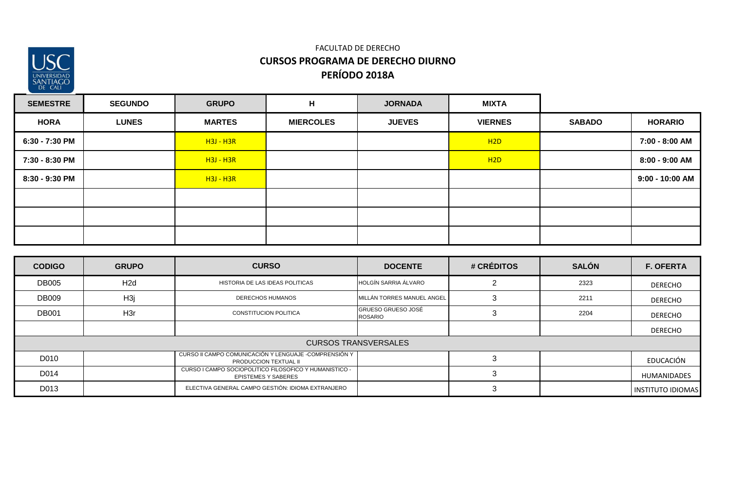FACULTAD DE DERECHO

## CURSOS PROGRAMA DE DERECHO DIURNO

## PERÍODO 2018A

| SEMESTRE | SEGUNDO | GRUPO | H | JORNADA | MIXTA | | |
|---|---|---|---|---|---|---|---|
| **HORA** | **LUNES** | **MARTES** | **MIERCOLES** | **JUEVES** | **VIERNES** | **SABADO** | **HORARIO** |
| 6:30 - 7:30 PM | | H3J - H3R | | | H2D | | 7:00 - 8:00 AM |
| 7:30 - 8:30 PM | | H3J - H3R | | | H2D | | 8:00 - 9:00 AM |
| 8:30 - 9:30 PM | | H3J - H3R | | | | | 9:00 - 10:00 AM |
| | | | | | | | |
| | | | | | | | |
| | | | | | | | |

| CODIGO | GRUPO | CURSO | DOCENTE | # CRÉDITOS | SALÓN | F. OFERTA |
|---|---|---|---|---|---|---|
| DB005 | H2d | HISTORIA DE LAS IDEAS POLITICAS | HOLGÍN SARRIA ÁLVARO | 2 | 2323 | DERECHO |
| DB009 | H3j | DERECHOS HUMANOS | MILLÁN TORRES MANUEL ANGEL | 3 | 2211 | DERECHO |
| DB001 | H3r | CONSTITUCION POLITICA | GRUESO GRUESO JOSÉ ROSARIO | 3 | 2204 | DERECHO |
| | | | | | | DERECHO |
| CURSOS TRANSVERSALES | | | | | | |
| D010 | | CURSO II CAMPO COMUNICACIÓN Y LENGUAJE -COMPRENSIÓN Y PRODUCCION TEXTUAL II | | 3 | | EDUCACIÓN |
| D014 | | CURSO I CAMPO SOCIOPOLITICO FILOSOFICO Y HUMANISTICO - EPISTEMES Y SABERES | | 3 | | HUMANIDADES |
| D013 | | ELECTIVA GENERAL CAMPO GESTIÓN: IDIOMA EXTRANJERO | | 3 | | INSTITUTO IDIOMAS |